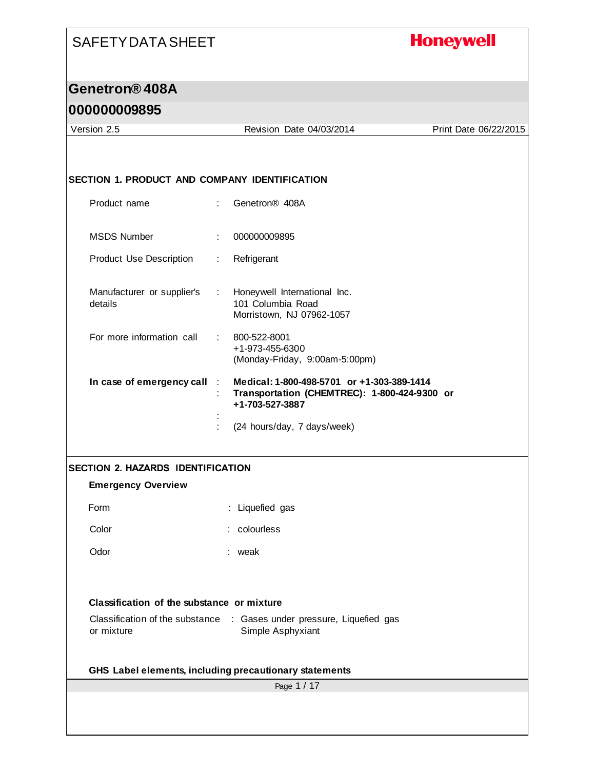# SAFETY DATA SHEET

**Honeywell**

## Genetron® 408A

## 000000009895

Version 2.5 | Revision Date 04/03/2014 | Print Date 06/22/2015

### SECTION 1. PRODUCT AND COMPANY IDENTIFICATION

| | | |
|---|---|---|
| Product name | : | Genetron® 408A |
| MSDS Number | : | 000000009895 |
| Product Use Description | : | Refrigerant |
| Manufacturer or supplier's details | : | Honeywell International Inc.<br>101 Columbia Road<br>Morristown, NJ 07962-1057 |
| For more information call | : | 800-522-8001<br>+1-973-455-6300<br>(Monday-Friday, 9:00am-5:00pm) |
| **In case of emergency call** | : | **Medical: 1-800-498-5701 or +1-303-389-1414** |
| | : | **Transportation (CHEMTREC): 1-800-424-9300 or +1-703-527-3887** |
| | : | |
| | : | (24 hours/day, 7 days/week) |

### SECTION 2. HAZARDS IDENTIFICATION

**Emergency Overview**

| | | |
|---|---|---|
| Form | : | Liquefied gas |
| Color | : | colourless |
| Odor | : | weak |

**Classification of the substance or mixture**

| | | |
|---|---|---|
| Classification of the substance or mixture | : | Gases under pressure, Liquefied gas<br>Simple Asphyxiant |

**GHS Label elements, including precautionary statements**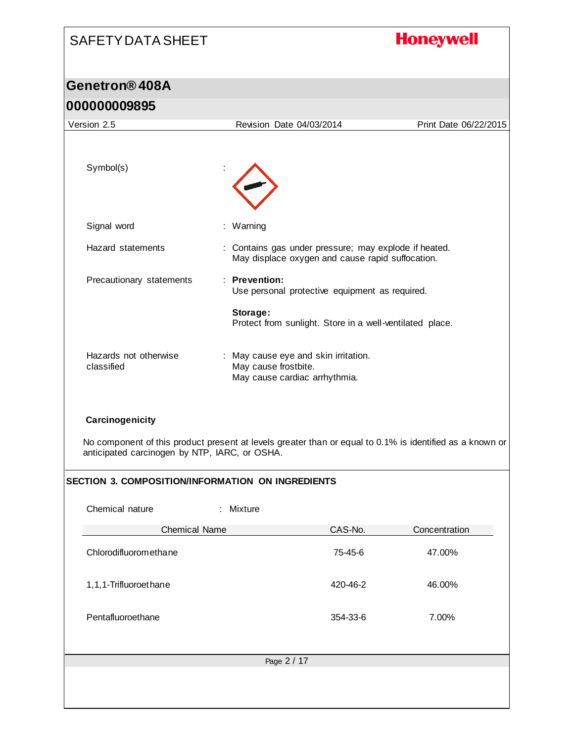| | | |
|---|---|---|
| Symbol(s) | : | |
| Signal word | : | Warning |
| Hazard statements | : | Contains gas under pressure; may explode if heated.<br>May displace oxygen and cause rapid suffocation. |
| Precautionary statements | : | **Prevention:**<br>Use personal protective equipment as required.<br><br>**Storage:**<br>Protect from sunlight. Store in a well-ventilated place. |
| Hazards not otherwise classified | : | May cause eye and skin irritation.<br>May cause frostbite.<br>May cause cardiac arrhythmia. |

**Carcinogenicity**

No component of this product present at levels greater than or equal to 0.1% is identified as a known or anticipated carcinogen by NTP, IARC, or OSHA.

## SECTION 3. COMPOSITION/INFORMATION ON INGREDIENTS

Chemical nature : Mixture

| Chemical Name | CAS-No. | Concentration |
|---|---|---|
| Chlorodifluoromethane | 75-45-6 | 47.00% |
| 1,1,1-Trifluoroethane | 420-46-2 | 46.00% |
| Pentafluoroethane | 354-33-6 | 7.00% |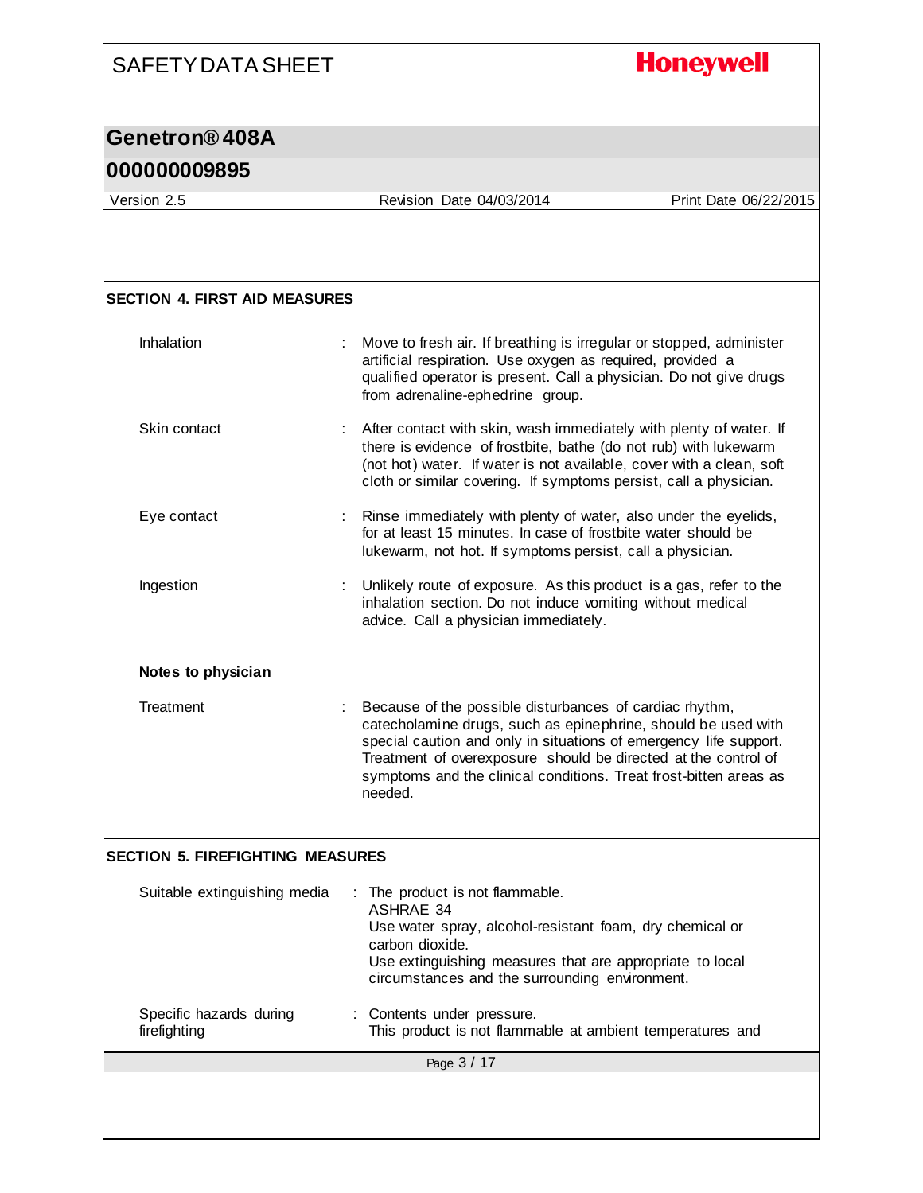## SECTION 4. FIRST AID MEASURES

| | |
|---|---|
| Inhalation | : Move to fresh air. If breathing is irregular or stopped, administer artificial respiration. Use oxygen as required, provided a qualified operator is present. Call a physician. Do not give drugs from adrenaline-ephedrine group. |
| Skin contact | : After contact with skin, wash immediately with plenty of water. If there is evidence of frostbite, bathe (do not rub) with lukewarm (not hot) water. If water is not available, cover with a clean, soft cloth or similar covering. If symptoms persist, call a physician. |
| Eye contact | : Rinse immediately with plenty of water, also under the eyelids, for at least 15 minutes. In case of frostbite water should be lukewarm, not hot. If symptoms persist, call a physician. |
| Ingestion | : Unlikely route of exposure. As this product is a gas, refer to the inhalation section. Do not induce vomiting without medical advice. Call a physician immediately. |

**Notes to physician**

| | |
|---|---|
| Treatment | : Because of the possible disturbances of cardiac rhythm, catecholamine drugs, such as epinephrine, should be used with special caution and only in situations of emergency life support. Treatment of overexposure should be directed at the control of symptoms and the clinical conditions. Treat frost-bitten areas as needed. |

## SECTION 5. FIREFIGHTING MEASURES

| | |
|---|---|
| Suitable extinguishing media | : The product is not flammable.<br>ASHRAE 34<br>Use water spray, alcohol-resistant foam, dry chemical or carbon dioxide.<br>Use extinguishing measures that are appropriate to local circumstances and the surrounding environment. |
| Specific hazards during firefighting | : Contents under pressure.<br>This product is not flammable at ambient temperatures and |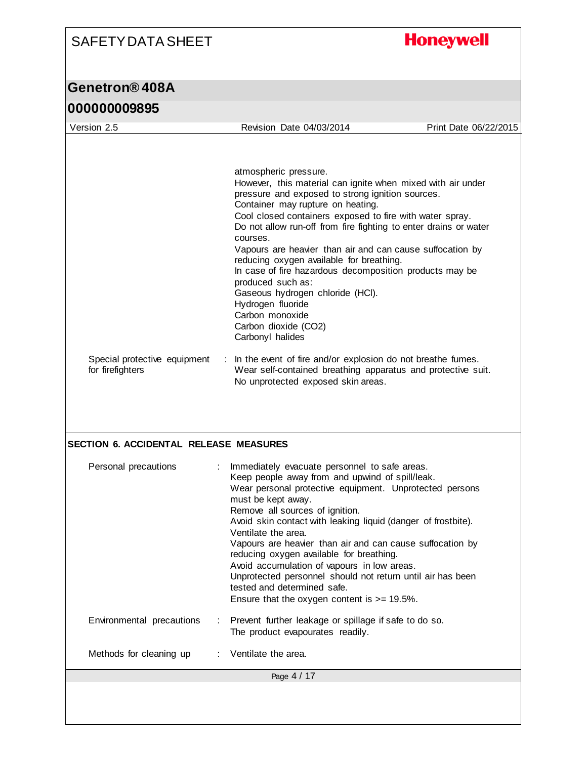atmospheric pressure.
However, this material can ignite when mixed with air under pressure and exposed to strong ignition sources.
Container may rupture on heating.
Cool closed containers exposed to fire with water spray.
Do not allow run-off from fire fighting to enter drains or water courses.
Vapours are heavier than air and can cause suffocation by reducing oxygen available for breathing.
In case of fire hazardous decomposition products may be produced such as:
Gaseous hydrogen chloride (HCl).
Hydrogen fluoride
Carbon monoxide
Carbon dioxide ($CO_2$)
Carbonyl halides

Special protective equipment for firefighters : In the event of fire and/or explosion do not breathe fumes.
Wear self-contained breathing apparatus and protective suit.
No unprotected exposed skin areas.

## SECTION 6. ACCIDENTAL RELEASE MEASURES

Personal precautions : Immediately evacuate personnel to safe areas.
Keep people away from and upwind of spill/leak.
Wear personal protective equipment. Unprotected persons must be kept away.
Remove all sources of ignition.
Avoid skin contact with leaking liquid (danger of frostbite).
Ventilate the area.
Vapours are heavier than air and can cause suffocation by reducing oxygen available for breathing.
Avoid accumulation of vapours in low areas.
Unprotected personnel should not return until air has been tested and determined safe.
Ensure that the oxygen content is >= 19.5%.

Environmental precautions : Prevent further leakage or spillage if safe to do so.
The product evapourates readily.

Methods for cleaning up : Ventilate the area.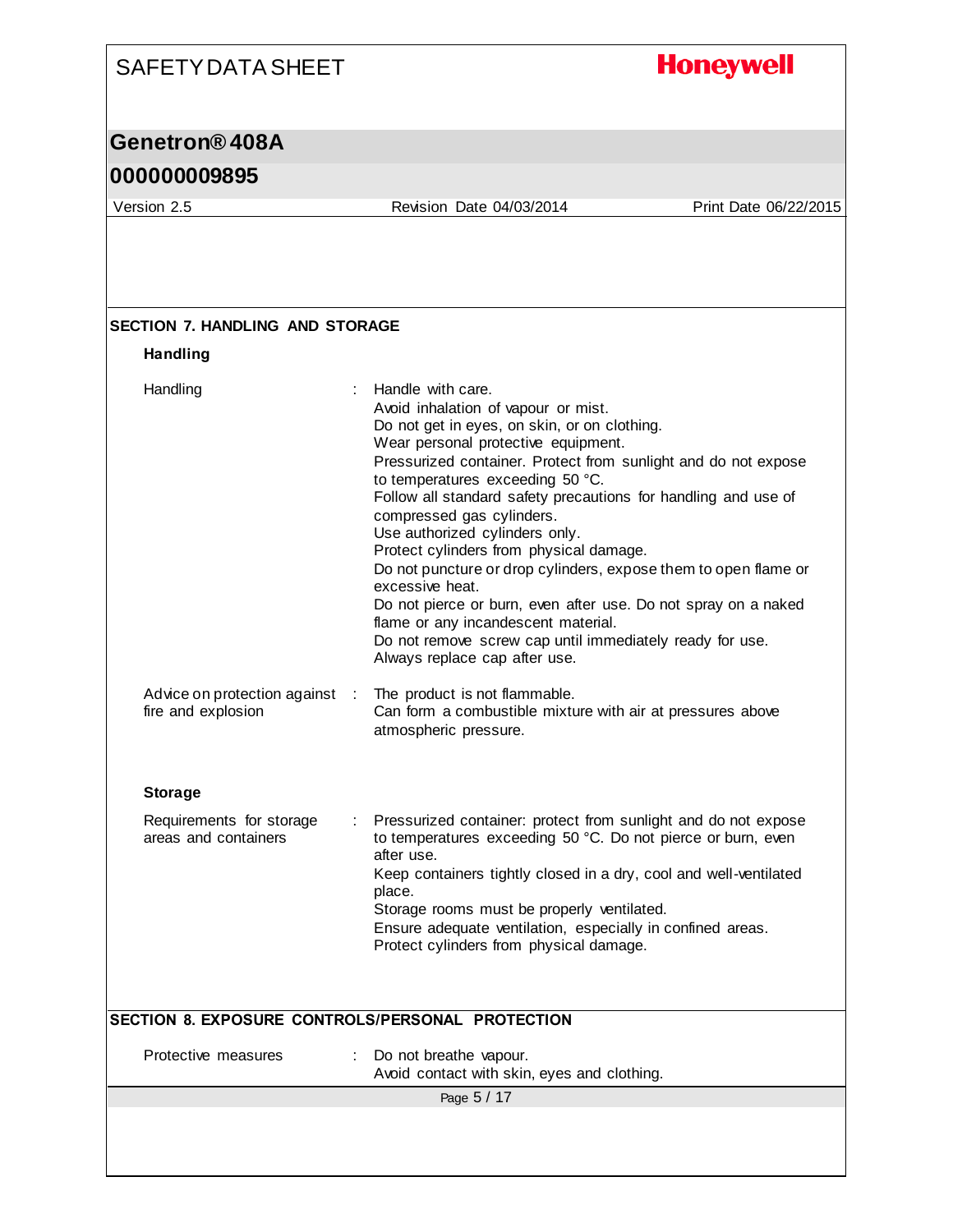## SECTION 7. HANDLING AND STORAGE

### Handling

| | |
|---|---|
| Handling | Handle with care.<br>Avoid inhalation of vapour or mist.<br>Do not get in eyes, on skin, or on clothing.<br>Wear personal protective equipment.<br>Pressurized container. Protect from sunlight and do not expose to temperatures exceeding 50 °C.<br>Follow all standard safety precautions for handling and use of compressed gas cylinders.<br>Use authorized cylinders only.<br>Protect cylinders from physical damage.<br>Do not puncture or drop cylinders, expose them to open flame or excessive heat.<br>Do not pierce or burn, even after use. Do not spray on a naked flame or any incandescent material.<br>Do not remove screw cap until immediately ready for use.<br>Always replace cap after use. |
| Advice on protection against fire and explosion | The product is not flammable.<br>Can form a combustible mixture with air at pressures above atmospheric pressure. |

### Storage

| | |
|---|---|
| Requirements for storage areas and containers | Pressurized container: protect from sunlight and do not expose to temperatures exceeding 50 °C. Do not pierce or burn, even after use.<br>Keep containers tightly closed in a dry, cool and well-ventilated place.<br>Storage rooms must be properly ventilated.<br>Ensure adequate ventilation, especially in confined areas.<br>Protect cylinders from physical damage. |

## SECTION 8. EXPOSURE CONTROLS/PERSONAL PROTECTION

| | |
|---|---|
| Protective measures | Do not breathe vapour.<br>Avoid contact with skin, eyes and clothing. |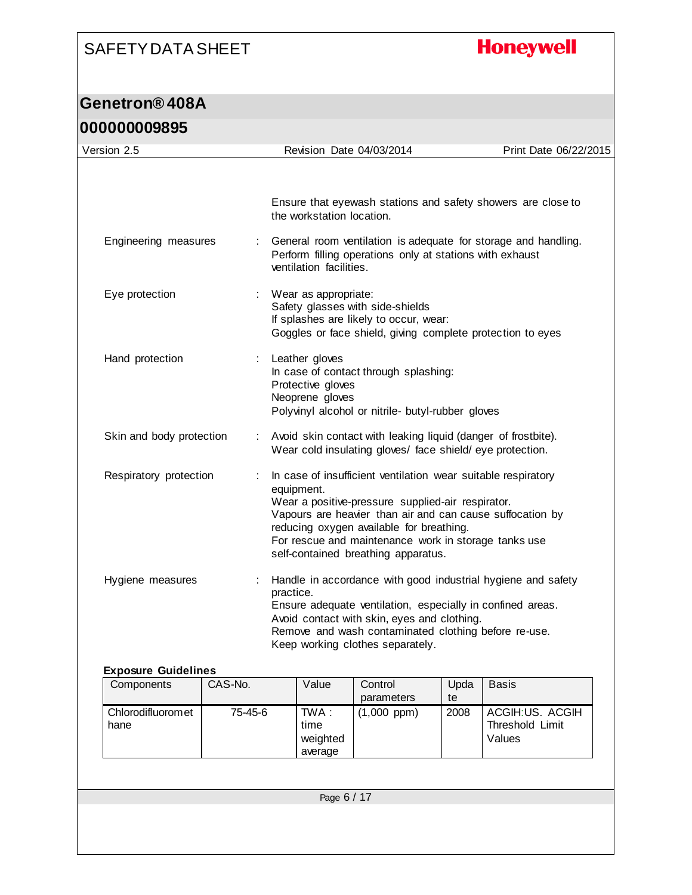Ensure that eyewash stations and safety showers are close to the workstation location.

Engineering measures : General room ventilation is adequate for storage and handling. Perform filling operations only at stations with exhaust ventilation facilities.

Eye protection : Wear as appropriate:
Safety glasses with side-shields
If splashes are likely to occur, wear:
Goggles or face shield, giving complete protection to eyes

Hand protection : Leather gloves
In case of contact through splashing:
Protective gloves
Neoprene gloves
Polyvinyl alcohol or nitrile- butyl-rubber gloves

Skin and body protection : Avoid skin contact with leaking liquid (danger of frostbite).
Wear cold insulating gloves/ face shield/ eye protection.

Respiratory protection : In case of insufficient ventilation wear suitable respiratory equipment.
Wear a positive-pressure supplied-air respirator.
Vapours are heavier than air and can cause suffocation by reducing oxygen available for breathing.
For rescue and maintenance work in storage tanks use self-contained breathing apparatus.

Hygiene measures : Handle in accordance with good industrial hygiene and safety practice.
Ensure adequate ventilation, especially in confined areas.
Avoid contact with skin, eyes and clothing.
Remove and wash contaminated clothing before re-use.
Keep working clothes separately.

**Exposure Guidelines**

| Components | CAS-No. | Value | Control parameters | Update | Basis |
|---|---|---|---|---|---|
| Chlorodifluoromethane | 75-45-6 | TWA : time weighted average | (1,000 ppm) | 2008 | ACGIH:US. ACGIH Threshold Limit Values |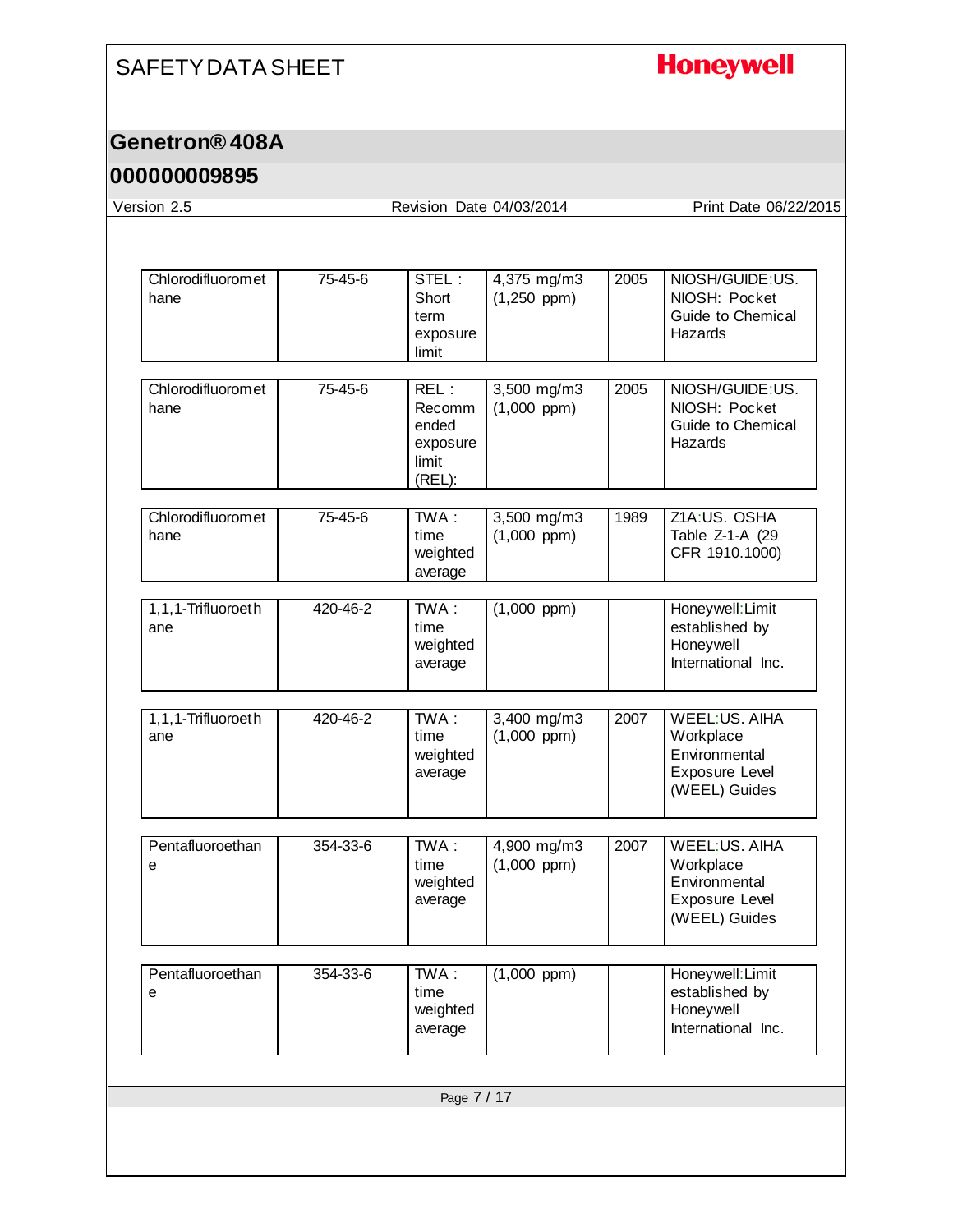| | | | | | |
|---|---|---|---|---|---|
| Chlorodifluoromethane | 75-45-6 | STEL : Short term exposure limit | 4,375 mg/m3 (1,250 ppm) | 2005 | NIOSH/GUIDE:US. NIOSH: Pocket Guide to Chemical Hazards |
| Chlorodifluoromethane | 75-45-6 | REL : Recommended exposure limit (REL): | 3,500 mg/m3 (1,000 ppm) | 2005 | NIOSH/GUIDE:US. NIOSH: Pocket Guide to Chemical Hazards |
| Chlorodifluoromethane | 75-45-6 | TWA : time weighted average | 3,500 mg/m3 (1,000 ppm) | 1989 | Z1A:US. OSHA Table Z-1-A (29 CFR 1910.1000) |
| 1,1,1-Trifluoroethane | 420-46-2 | TWA : time weighted average | (1,000 ppm) | | Honeywell:Limit established by Honeywell International Inc. |
| 1,1,1-Trifluoroethane | 420-46-2 | TWA : time weighted average | 3,400 mg/m3 (1,000 ppm) | 2007 | WEEL:US. AIHA Workplace Environmental Exposure Level (WEEL) Guides |
| Pentafluoroethane | 354-33-6 | TWA : time weighted average | 4,900 mg/m3 (1,000 ppm) | 2007 | WEEL:US. AIHA Workplace Environmental Exposure Level (WEEL) Guides |
| Pentafluoroethane | 354-33-6 | TWA : time weighted average | (1,000 ppm) | | Honeywell:Limit established by Honeywell International Inc. |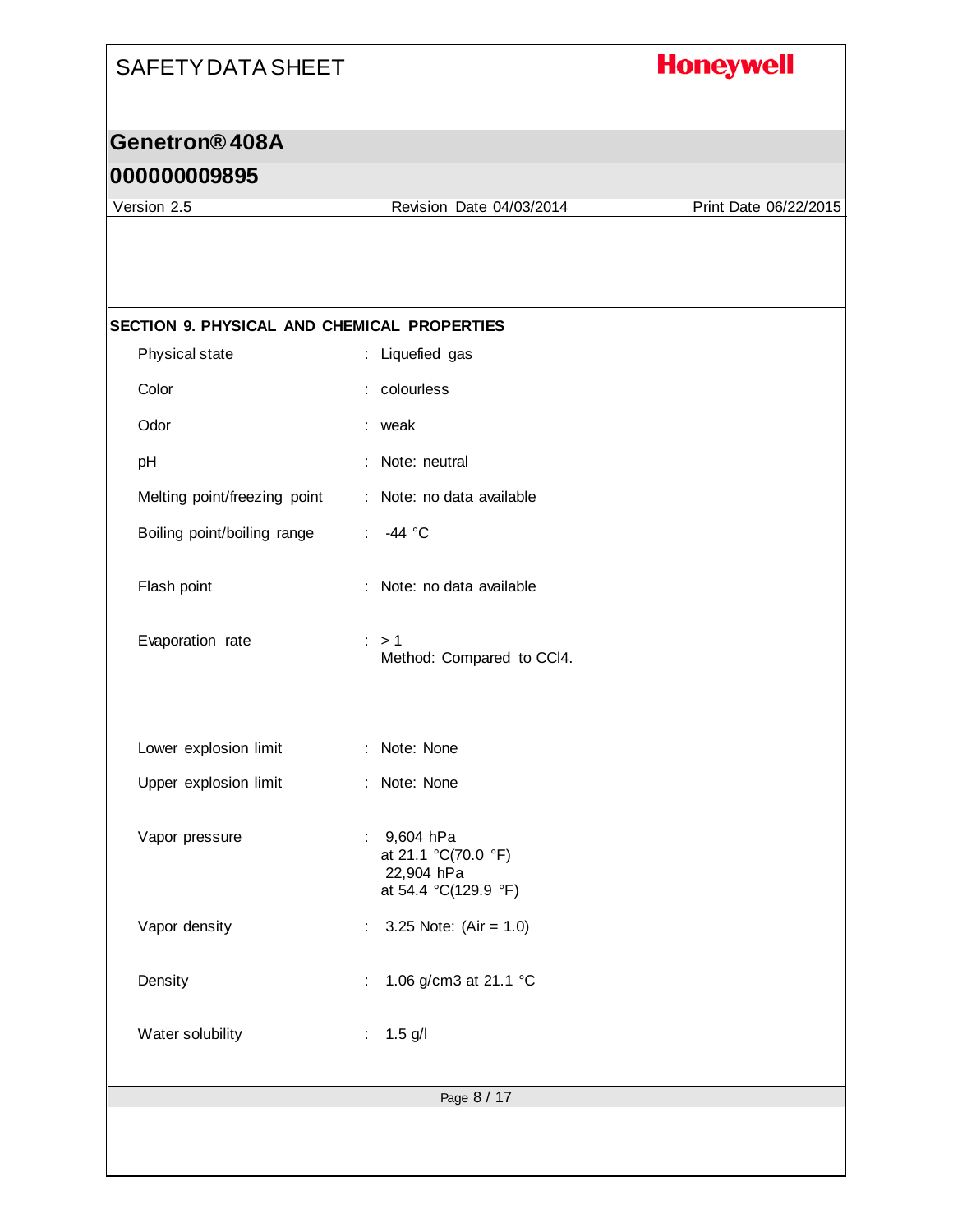## SECTION 9. PHYSICAL AND CHEMICAL PROPERTIES

| | | |
|---|---|---|
| Physical state | : | Liquefied gas |
| Color | : | colourless |
| Odor | : | weak |
| pH | : | Note: neutral |
| Melting point/freezing point | : | Note: no data available |
| Boiling point/boiling range | : | -44 °C |
| Flash point | : | Note: no data available |
| Evaporation rate | : | > 1<br>Method: Compared to $CCl_4$. |
| Lower explosion limit | : | Note: None |
| Upper explosion limit | : | Note: None |
| Vapor pressure | : | 9,604 hPa<br>at 21.1 °C(70.0 °F)<br>22,904 hPa<br>at 54.4 °C(129.9 °F) |
| Vapor density | : | 3.25 Note: (Air = 1.0) |
| Density | : | 1.06 g/cm3 at 21.1 °C |
| Water solubility | : | 1.5 g/l |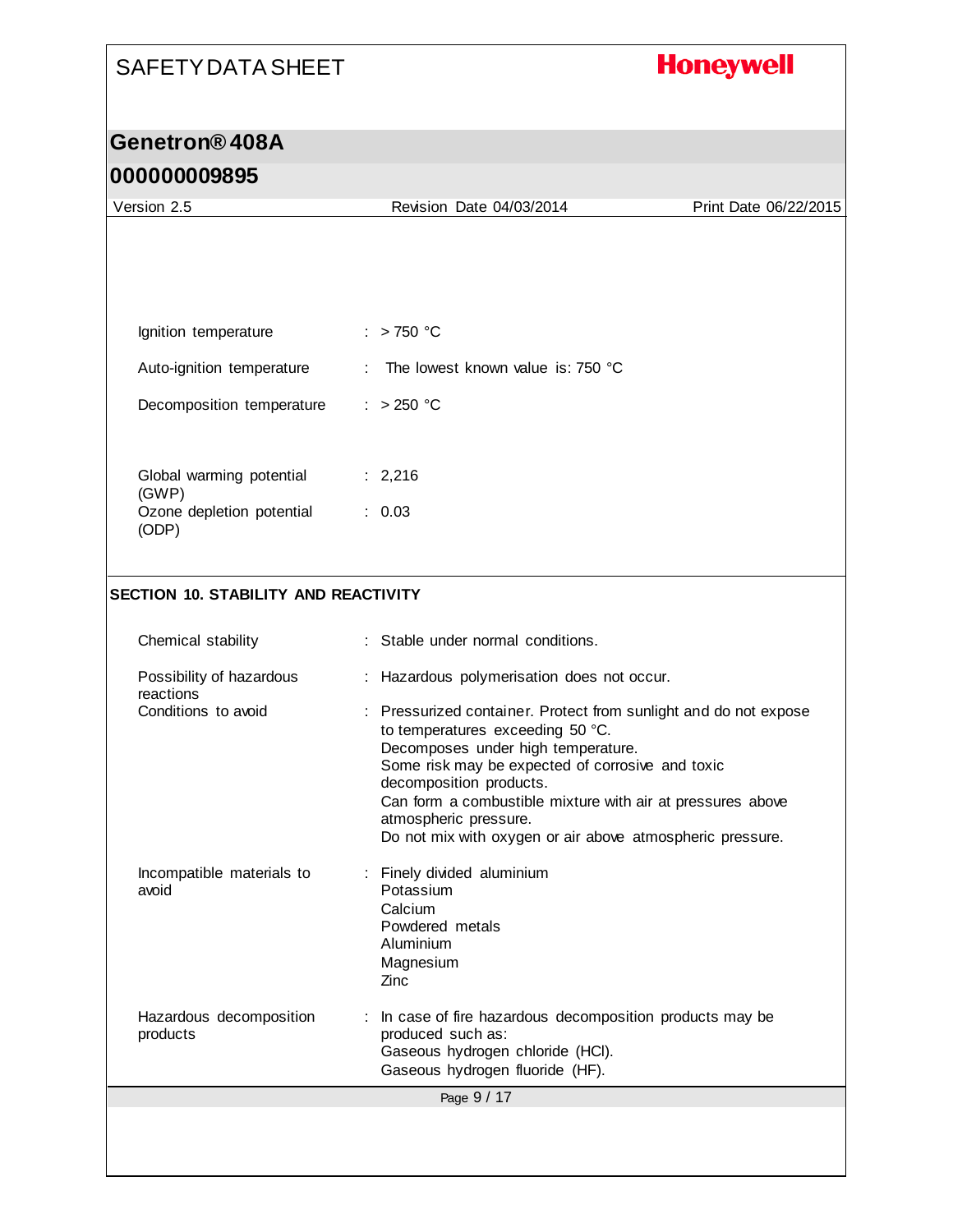| | |
|---|---|
| Ignition temperature | : > 750 °C |
| Auto-ignition temperature | : The lowest known value is: 750 °C |
| Decomposition temperature | : > 250 °C |

| | |
|---|---|
| Global warming potential (GWP) | : 2,216 |
| Ozone depletion potential (ODP) | : 0.03 |

## SECTION 10. STABILITY AND REACTIVITY

| | |
|---|---|
| Chemical stability | : Stable under normal conditions. |
| Possibility of hazardous reactions | : Hazardous polymerisation does not occur. |
| Conditions to avoid | : Pressurized container. Protect from sunlight and do not expose to temperatures exceeding 50 °C.<br>Decomposes under high temperature.<br>Some risk may be expected of corrosive and toxic decomposition products.<br>Can form a combustible mixture with air at pressures above atmospheric pressure.<br>Do not mix with oxygen or air above atmospheric pressure. |
| Incompatible materials to avoid | : Finely divided aluminium<br>Potassium<br>Calcium<br>Powdered metals<br>Aluminium<br>Magnesium<br>Zinc |
| Hazardous decomposition products | : In case of fire hazardous decomposition products may be produced such as:<br>Gaseous hydrogen chloride (HCl).<br>Gaseous hydrogen fluoride (HF). |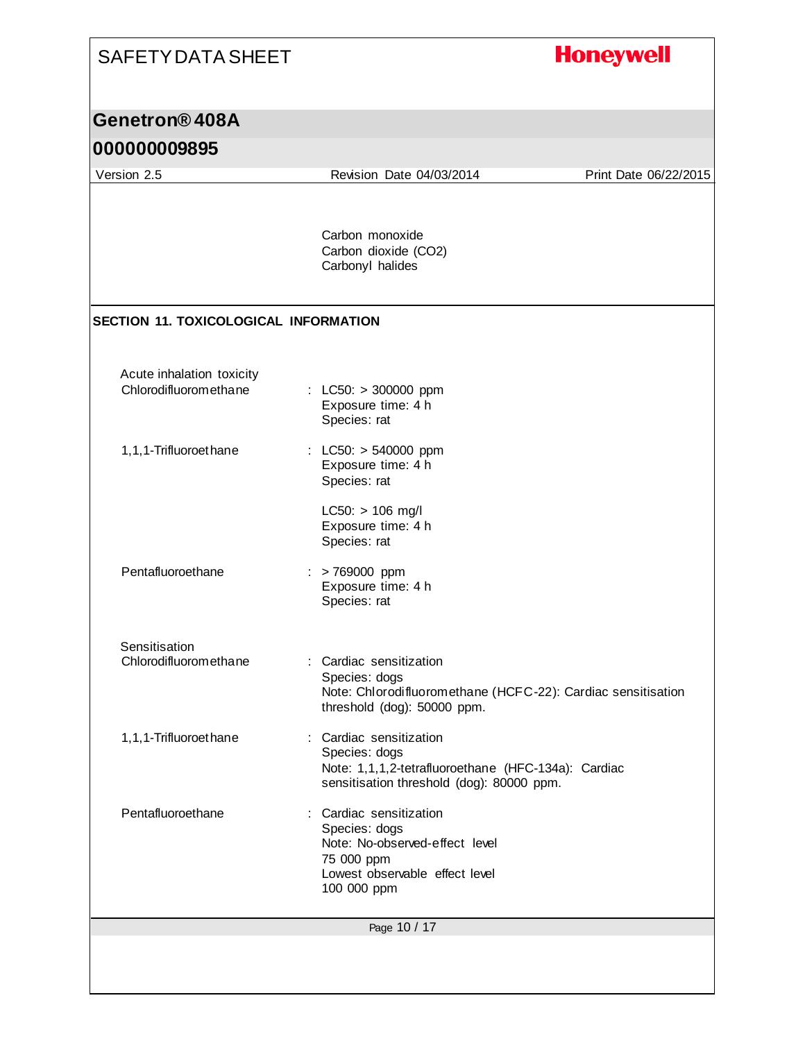Carbon monoxide
Carbon dioxide ($CO_2$)
Carbonyl halides

## SECTION 11. TOXICOLOGICAL INFORMATION

**Acute inhalation toxicity**

Chlorodifluoromethane : LC50: > 300000 ppm
Exposure time: 4 h
Species: rat

1,1,1-Trifluoroethane : LC50: > 540000 ppm
Exposure time: 4 h
Species: rat

LC50: > 106 mg/l
Exposure time: 4 h
Species: rat

Pentafluoroethane : > 769000 ppm
Exposure time: 4 h
Species: rat

**Sensitisation**

Chlorodifluoromethane : Cardiac sensitization
Species: dogs
Note: Chlorodifluoromethane (HCFC-22): Cardiac sensitisation threshold (dog): 50000 ppm.

1,1,1-Trifluoroethane : Cardiac sensitization
Species: dogs
Note: 1,1,1,2-tetrafluoroethane (HFC-134a): Cardiac sensitisation threshold (dog): 80000 ppm.

Pentafluoroethane : Cardiac sensitization
Species: dogs
Note: No-observed-effect level
75 000 ppm
Lowest observable effect level
100 000 ppm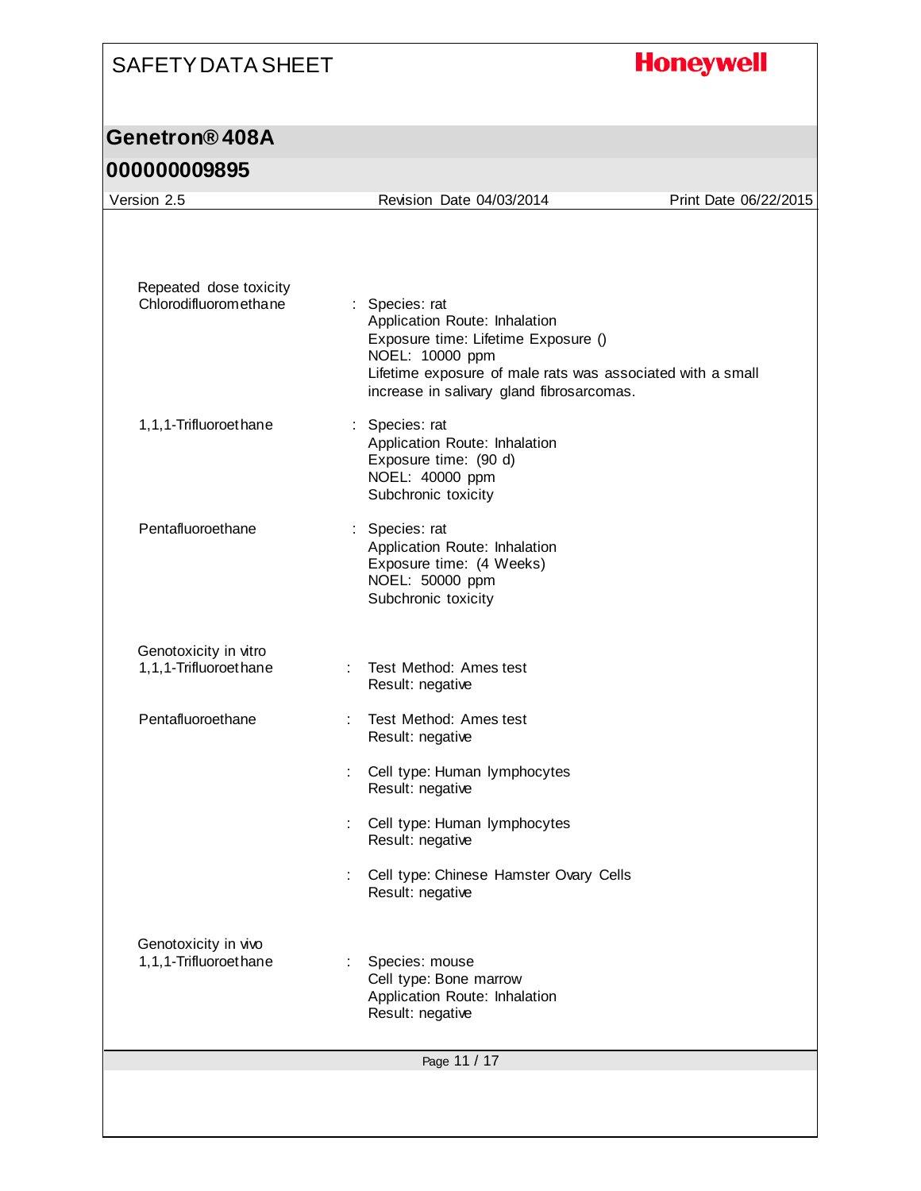Repeated dose toxicity

| | | |
|---|---|---|
| Chlorodifluoromethane | : | Species: rat<br>Application Route: Inhalation<br>Exposure time: Lifetime Exposure ()<br>NOEL: 10000 ppm<br>Lifetime exposure of male rats was associated with a small increase in salivary gland fibrosarcomas. |
| 1,1,1-Trifluoroethane | : | Species: rat<br>Application Route: Inhalation<br>Exposure time: (90 d)<br>NOEL: 40000 ppm<br>Subchronic toxicity |
| Pentafluoroethane | : | Species: rat<br>Application Route: Inhalation<br>Exposure time: (4 Weeks)<br>NOEL: 50000 ppm<br>Subchronic toxicity |

Genotoxicity in vitro

| | | |
|---|---|---|
| 1,1,1-Trifluoroethane | : | Test Method: Ames test<br>Result: negative |
| Pentafluoroethane | : | Test Method: Ames test<br>Result: negative |
| | : | Cell type: Human lymphocytes<br>Result: negative |
| | : | Cell type: Human lymphocytes<br>Result: negative |
| | : | Cell type: Chinese Hamster Ovary Cells<br>Result: negative |

Genotoxicity in vivo

| | | |
|---|---|---|
| 1,1,1-Trifluoroethane | : | Species: mouse<br>Cell type: Bone marrow<br>Application Route: Inhalation<br>Result: negative |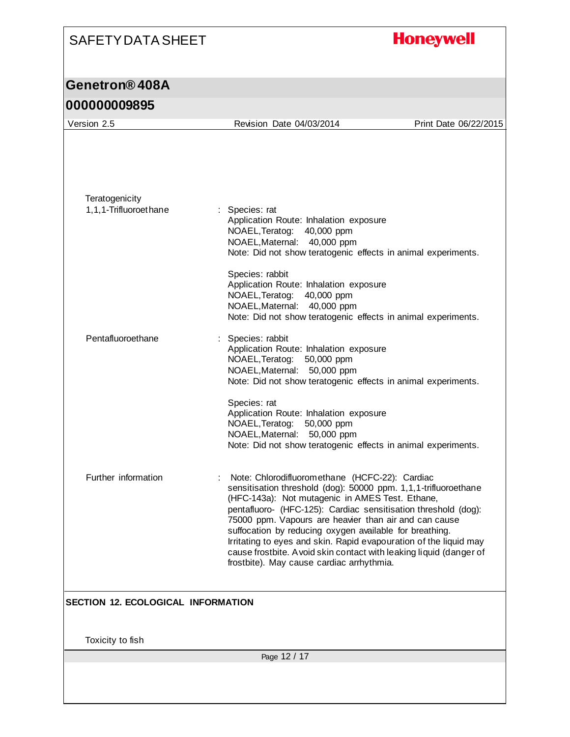Teratogenicity

| | | |
|---|---|---|
| 1,1,1-Trifluoroethane | : | Species: rat<br>Application Route: Inhalation exposure<br>NOAEL,Teratog: 40,000 ppm<br>NOAEL,Maternal: 40,000 ppm<br>Note: Did not show teratogenic effects in animal experiments.<br><br>Species: rabbit<br>Application Route: Inhalation exposure<br>NOAEL,Teratog: 40,000 ppm<br>NOAEL,Maternal: 40,000 ppm<br>Note: Did not show teratogenic effects in animal experiments. |
| Pentafluoroethane | : | Species: rabbit<br>Application Route: Inhalation exposure<br>NOAEL,Teratog: 50,000 ppm<br>NOAEL,Maternal: 50,000 ppm<br>Note: Did not show teratogenic effects in animal experiments.<br><br>Species: rat<br>Application Route: Inhalation exposure<br>NOAEL,Teratog: 50,000 ppm<br>NOAEL,Maternal: 50,000 ppm<br>Note: Did not show teratogenic effects in animal experiments. |
| Further information | : | Note: Chlorodifluoromethane (HCFC-22): Cardiac sensitisation threshold (dog): 50000 ppm. 1,1,1-trifluoroethane (HFC-143a): Not mutagenic in AMES Test. Ethane, pentafluoro- (HFC-125): Cardiac sensitisation threshold (dog): 75000 ppm. Vapours are heavier than air and can cause suffocation by reducing oxygen available for breathing. Irritating to eyes and skin. Rapid evapouration of the liquid may cause frostbite. Avoid skin contact with leaking liquid (danger of frostbite). May cause cardiac arrhythmia. |

## SECTION 12. ECOLOGICAL INFORMATION

Toxicity to fish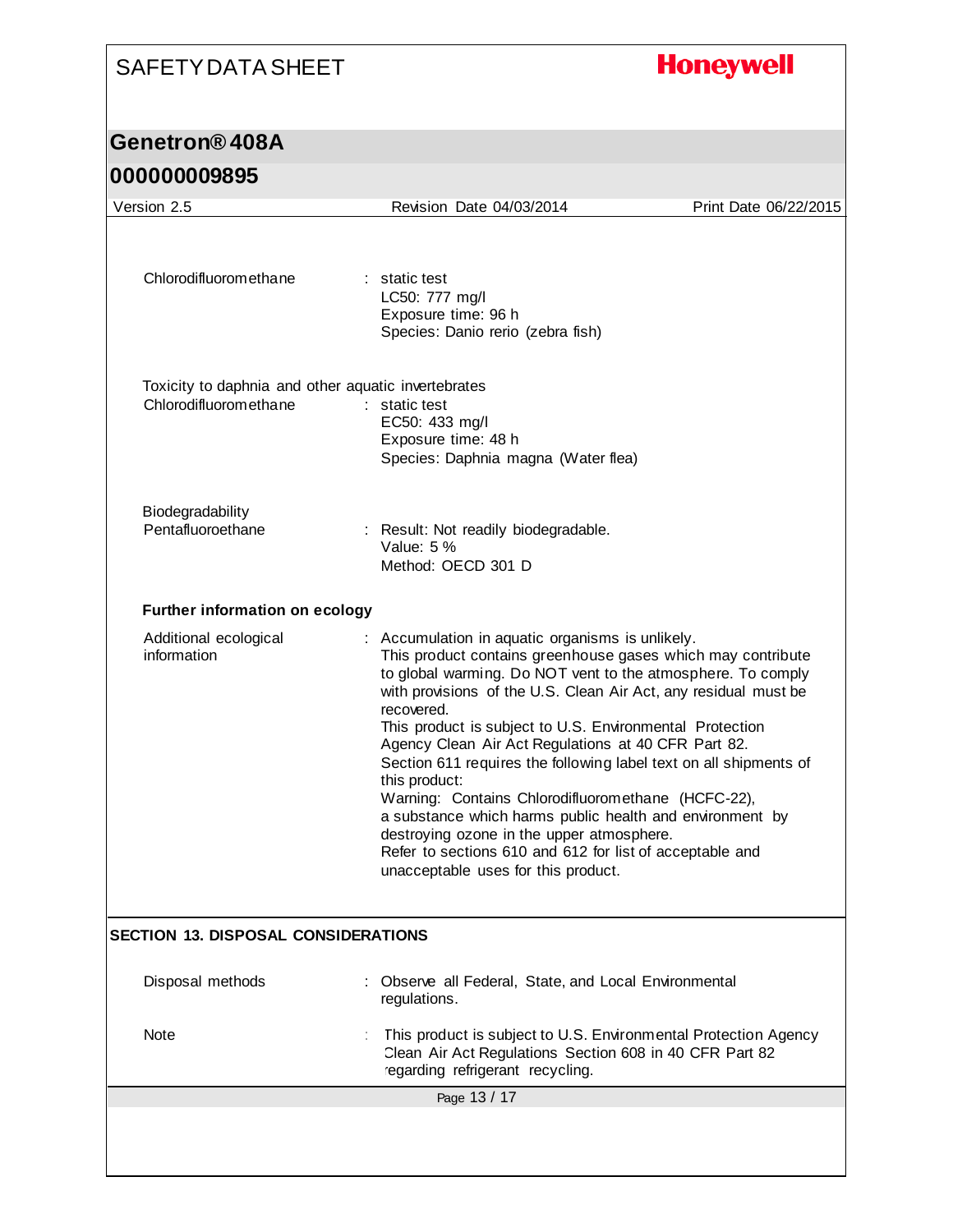Chlorodifluoromethane : static test
LC50: 777 mg/l
Exposure time: 96 h
Species: Danio rerio (zebra fish)

Toxicity to daphnia and other aquatic invertebrates

Chlorodifluoromethane : static test
EC50: 433 mg/l
Exposure time: 48 h
Species: Daphnia magna (Water flea)

Biodegradability

Pentafluoroethane : Result: Not readily biodegradable.
Value: 5 %
Method: OECD 301 D

**Further information on ecology**

Additional ecological information : Accumulation in aquatic organisms is unlikely.
This product contains greenhouse gases which may contribute to global warming. Do NOT vent to the atmosphere. To comply with provisions of the U.S. Clean Air Act, any residual must be recovered.
This product is subject to U.S. Environmental Protection Agency Clean Air Act Regulations at 40 CFR Part 82.
Section 611 requires the following label text on all shipments of this product:
Warning: Contains Chlorodifluoromethane (HCFC-22), a substance which harms public health and environment by destroying ozone in the upper atmosphere.
Refer to sections 610 and 612 for list of acceptable and unacceptable uses for this product.

## SECTION 13. DISPOSAL CONSIDERATIONS

Disposal methods : Observe all Federal, State, and Local Environmental regulations.

Note : This product is subject to U.S. Environmental Protection Agency Clean Air Act Regulations Section 608 in 40 CFR Part 82 regarding refrigerant recycling.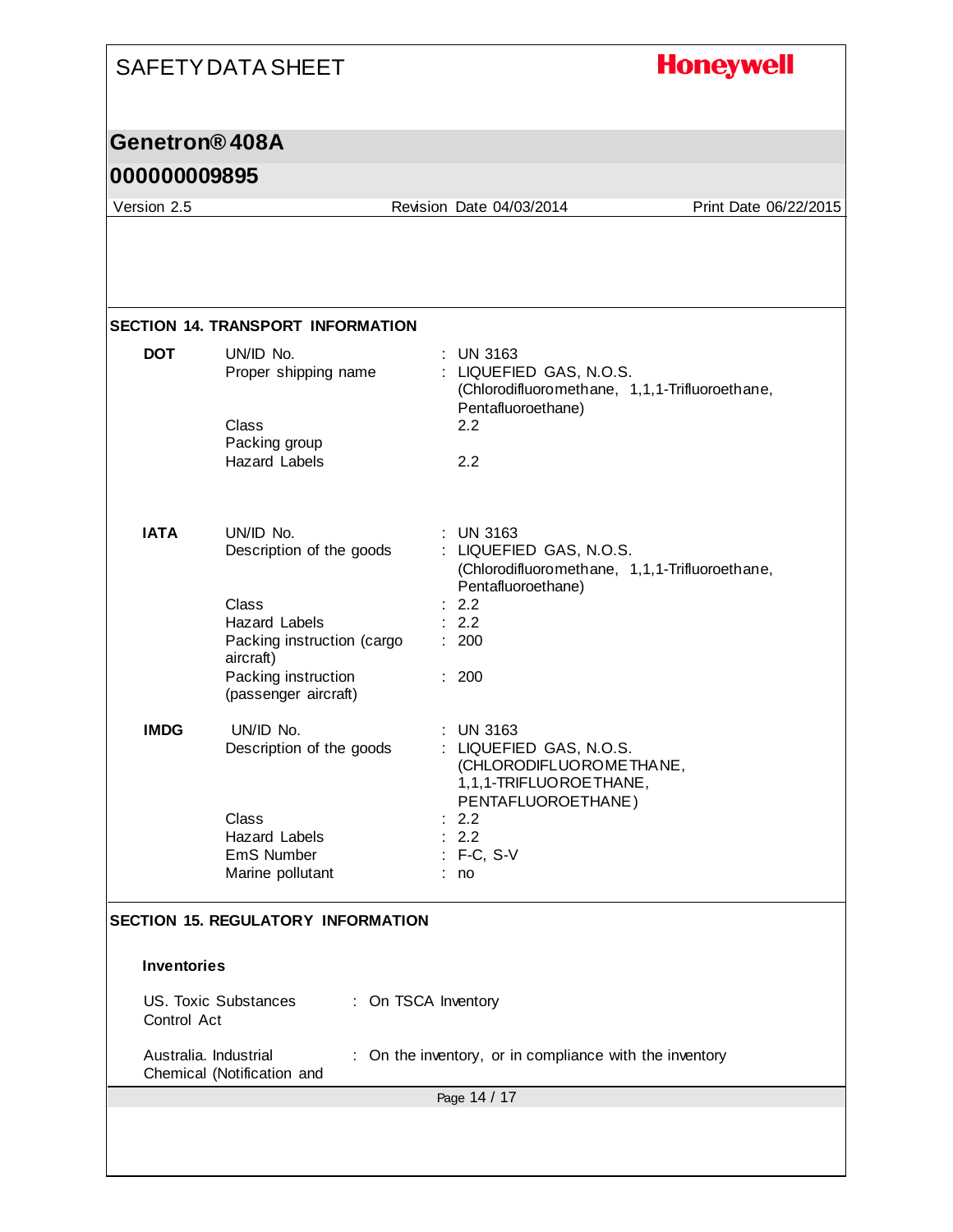## SECTION 14. TRANSPORT INFORMATION

**DOT**

| | | |
|---|---|---|
| UN/ID No. | : | UN 3163 |
| Proper shipping name | : | LIQUEFIED GAS, N.O.S. (Chlorodifluoromethane, 1,1,1-Trifluoroethane, Pentafluoroethane) |
| Class | | 2.2 |
| Packing group | | |
| Hazard Labels | | 2.2 |

**IATA**

| | | |
|---|---|---|
| UN/ID No. | : | UN 3163 |
| Description of the goods | : | LIQUEFIED GAS, N.O.S. (Chlorodifluoromethane, 1,1,1-Trifluoroethane, Pentafluoroethane) |
| Class | : | 2.2 |
| Hazard Labels | : | 2.2 |
| Packing instruction (cargo aircraft) | : | 200 |
| Packing instruction (passenger aircraft) | : | 200 |

**IMDG**

| | | |
|---|---|---|
| UN/ID No. | : | UN 3163 |
| Description of the goods | : | LIQUEFIED GAS, N.O.S. (CHLORODIFLUOROMETHANE, 1,1,1-TRIFLUOROETHANE, PENTAFLUOROETHANE) |
| Class | : | 2.2 |
| Hazard Labels | : | 2.2 |
| EmS Number | : | F-C, S-V |
| Marine pollutant | : | no |

## SECTION 15. REGULATORY INFORMATION

**Inventories**

| | | |
|---|---|---|
| US. Toxic Substances Control Act | : | On TSCA Inventory |
| Australia. Industrial Chemical (Notification and | : | On the inventory, or in compliance with the inventory |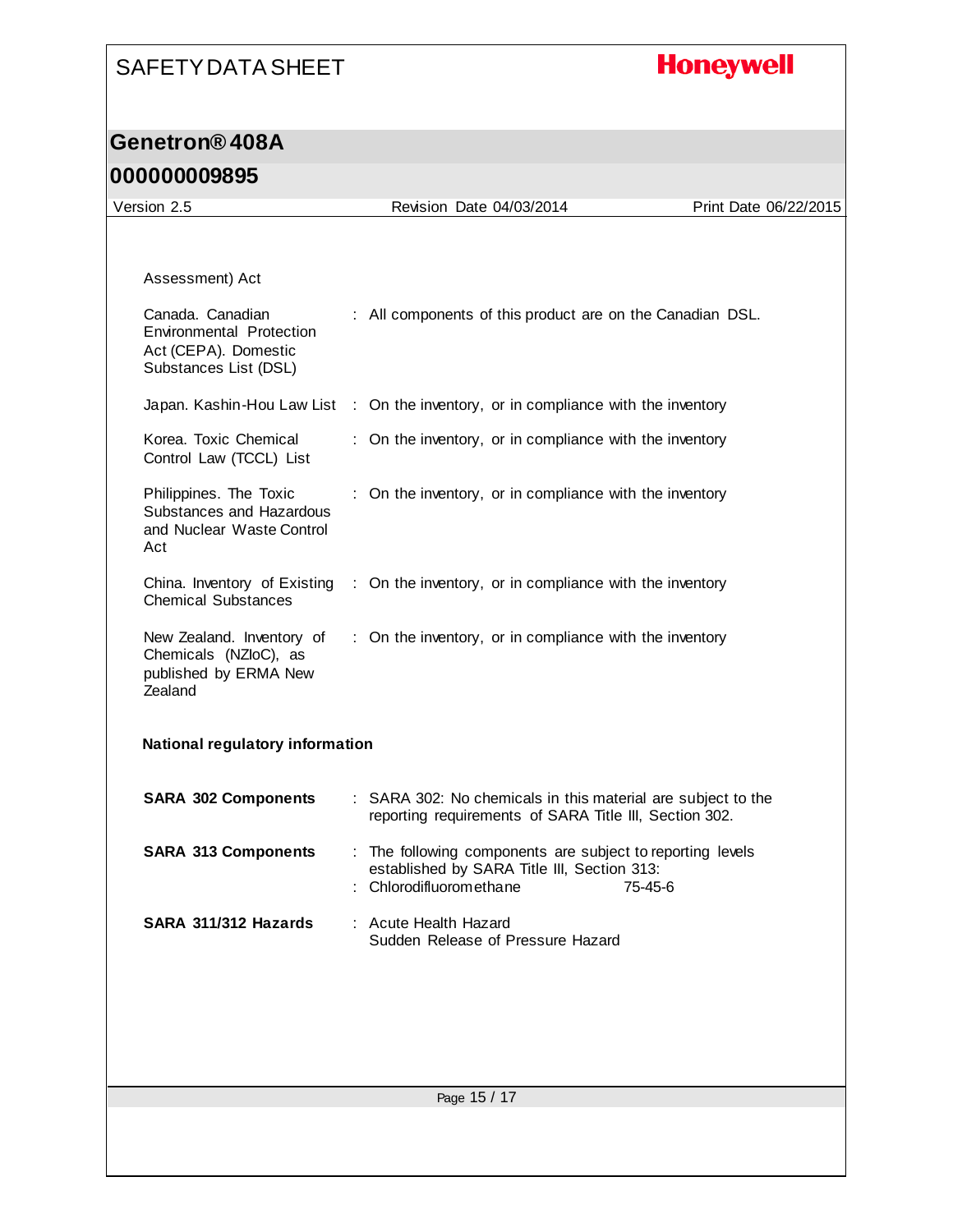Assessment) Act

| | |
|---|---|
| Canada. Canadian Environmental Protection Act (CEPA). Domestic Substances List (DSL) | : All components of this product are on the Canadian DSL. |
| Japan. Kashin-Hou Law List | : On the inventory, or in compliance with the inventory |
| Korea. Toxic Chemical Control Law (TCCL) List | : On the inventory, or in compliance with the inventory |
| Philippines. The Toxic Substances and Hazardous and Nuclear Waste Control Act | : On the inventory, or in compliance with the inventory |
| China. Inventory of Existing Chemical Substances | : On the inventory, or in compliance with the inventory |
| New Zealand. Inventory of Chemicals (NZIoC), as published by ERMA New Zealand | : On the inventory, or in compliance with the inventory |

**National regulatory information**

| | |
|---|---|
| **SARA 302 Components** | : SARA 302: No chemicals in this material are subject to the reporting requirements of SARA Title III, Section 302. |
| **SARA 313 Components** | : The following components are subject to reporting levels established by SARA Title III, Section 313:<br>: Chlorodifluoromethane 75-45-6 |
| **SARA 311/312 Hazards** | : Acute Health Hazard<br>Sudden Release of Pressure Hazard |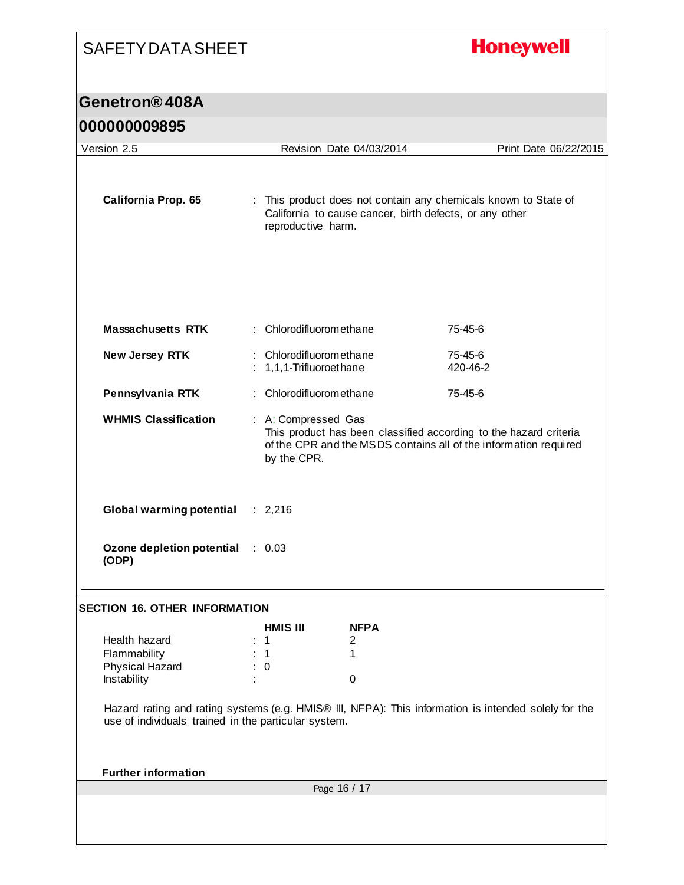**California Prop. 65** : This product does not contain any chemicals known to State of California to cause cancer, birth defects, or any other reproductive harm.

| | | |
|---|---|---|
| **Massachusetts RTK** | : Chlorodifluoromethane | 75-45-6 |
| **New Jersey RTK** | : Chlorodifluoromethane | 75-45-6 |
| | : 1,1,1-Trifluoroethane | 420-46-2 |
| **Pennsylvania RTK** | : Chlorodifluoromethane | 75-45-6 |

**WHMIS Classification** : A: Compressed Gas
This product has been classified according to the hazard criteria of the CPR and the MSDS contains all of the information required by the CPR.

**Global warming potential** : 2,216

**Ozone depletion potential (ODP)** : 0.03

## SECTION 16. OTHER INFORMATION

| | HMIS III | NFPA |
|---|---|---|
| Health hazard | 1 | 2 |
| Flammability | 1 | 1 |
| Physical Hazard | 0 | |
| Instability | | 0 |

Hazard rating and rating systems (e.g. HMIS® III, NFPA): This information is intended solely for the use of individuals trained in the particular system.

**Further information**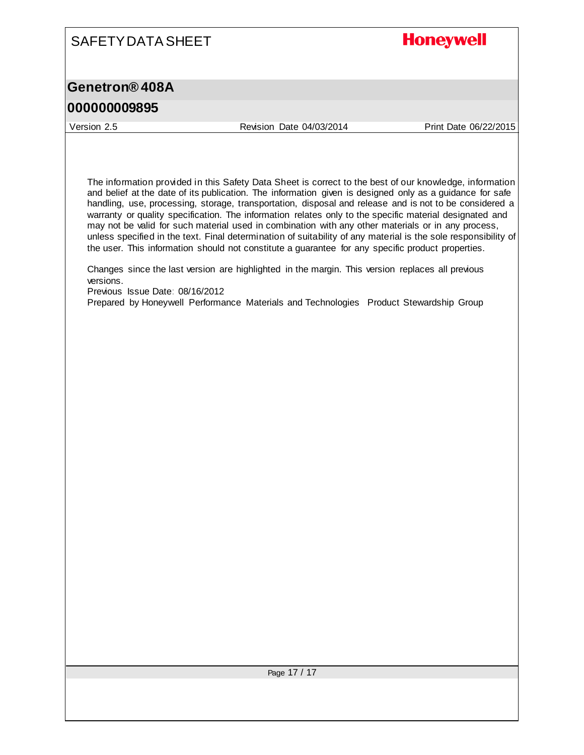The information provided in this Safety Data Sheet is correct to the best of our knowledge, information and belief at the date of its publication. The information given is designed only as a guidance for safe handling, use, processing, storage, transportation, disposal and release and is not to be considered a warranty or quality specification. The information relates only to the specific material designated and may not be valid for such material used in combination with any other materials or in any process, unless specified in the text. Final determination of suitability of any material is the sole responsibility of the user. This information should not constitute a guarantee for any specific product properties.

Changes since the last version are highlighted in the margin. This version replaces all previous versions.
Previous Issue Date: 08/16/2012
Prepared by Honeywell Performance Materials and Technologies Product Stewardship Group